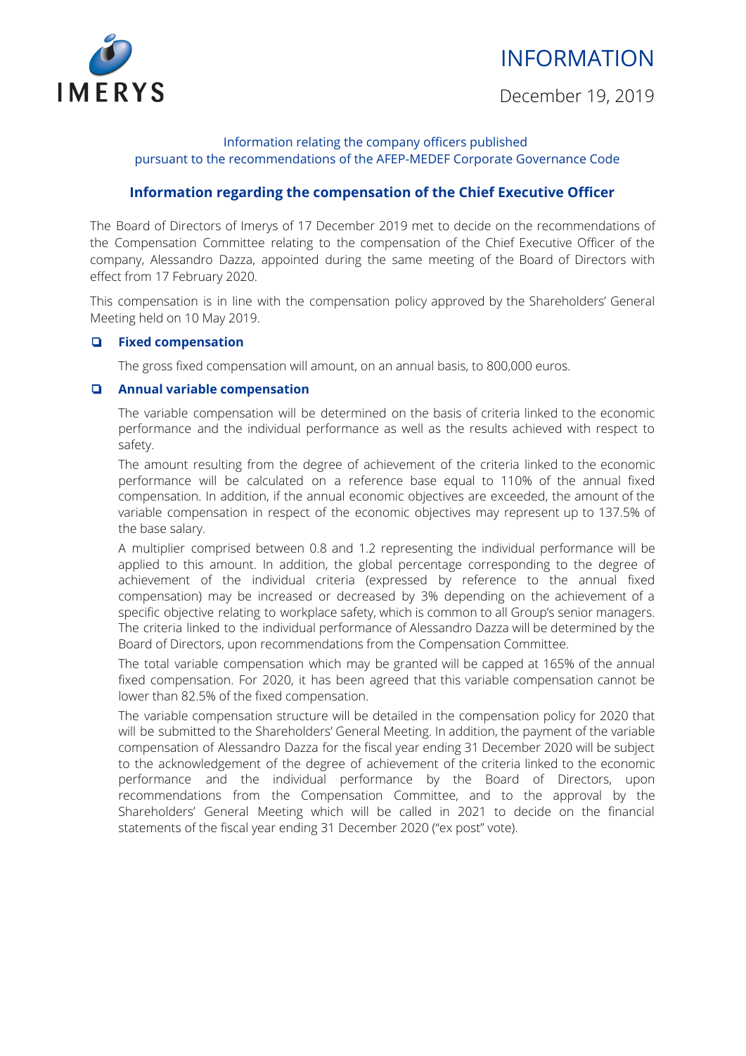IMERYS

# INFORMATION

December 19, 2019

Information relating the company officers published
pursuant to the recommendations of the AFEP-MEDEF Corporate Governance Code

## Information regarding the compensation of the Chief Executive Officer

The Board of Directors of Imerys of 17 December 2019 met to decide on the recommendations of the Compensation Committee relating to the compensation of the Chief Executive Officer of the company, Alessandro Dazza, appointed during the same meeting of the Board of Directors with effect from 17 February 2020.

This compensation is in line with the compensation policy approved by the Shareholders' General Meeting held on 10 May 2019.

### Fixed compensation

The gross fixed compensation will amount, on an annual basis, to 800,000 euros.

### Annual variable compensation

The variable compensation will be determined on the basis of criteria linked to the economic performance and the individual performance as well as the results achieved with respect to safety.

The amount resulting from the degree of achievement of the criteria linked to the economic performance will be calculated on a reference base equal to 110% of the annual fixed compensation. In addition, if the annual economic objectives are exceeded, the amount of the variable compensation in respect of the economic objectives may represent up to 137.5% of the base salary.

A multiplier comprised between 0.8 and 1.2 representing the individual performance will be applied to this amount. In addition, the global percentage corresponding to the degree of achievement of the individual criteria (expressed by reference to the annual fixed compensation) may be increased or decreased by 3% depending on the achievement of a specific objective relating to workplace safety, which is common to all Group's senior managers. The criteria linked to the individual performance of Alessandro Dazza will be determined by the Board of Directors, upon recommendations from the Compensation Committee.

The total variable compensation which may be granted will be capped at 165% of the annual fixed compensation. For 2020, it has been agreed that this variable compensation cannot be lower than 82.5% of the fixed compensation.

The variable compensation structure will be detailed in the compensation policy for 2020 that will be submitted to the Shareholders' General Meeting. In addition, the payment of the variable compensation of Alessandro Dazza for the fiscal year ending 31 December 2020 will be subject to the acknowledgement of the degree of achievement of the criteria linked to the economic performance and the individual performance by the Board of Directors, upon recommendations from the Compensation Committee, and to the approval by the Shareholders' General Meeting which will be called in 2021 to decide on the financial statements of the fiscal year ending 31 December 2020 ("ex post" vote).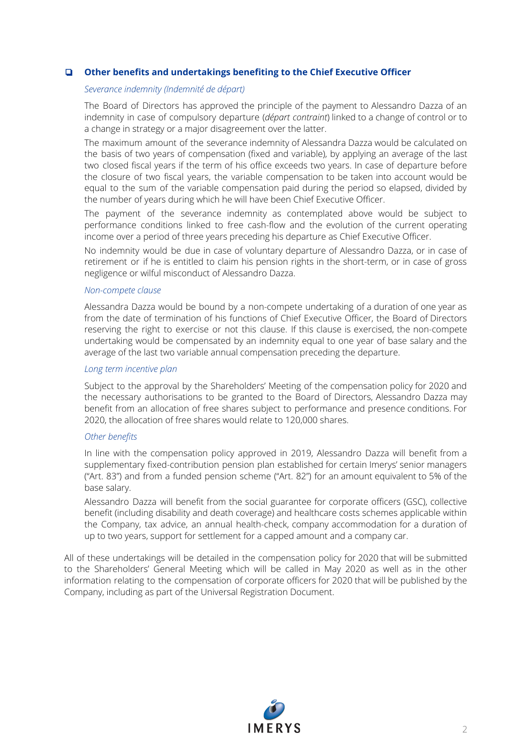- **Other benefits and undertakings benefiting to the Chief Executive Officer**

  *Severance indemnity (Indemnité de départ)*

  The Board of Directors has approved the principle of the payment to Alessandro Dazza of an indemnity in case of compulsory departure (*départ contraint*) linked to a change of control or to a change in strategy or a major disagreement over the latter.

  The maximum amount of the severance indemnity of Alessandra Dazza would be calculated on the basis of two years of compensation (fixed and variable), by applying an average of the last two closed fiscal years if the term of his office exceeds two years. In case of departure before the closure of two fiscal years, the variable compensation to be taken into account would be equal to the sum of the variable compensation paid during the period so elapsed, divided by the number of years during which he will have been Chief Executive Officer.

  The payment of the severance indemnity as contemplated above would be subject to performance conditions linked to free cash-flow and the evolution of the current operating income over a period of three years preceding his departure as Chief Executive Officer.

  No indemnity would be due in case of voluntary departure of Alessandro Dazza, or in case of retirement or if he is entitled to claim his pension rights in the short-term, or in case of gross negligence or wilful misconduct of Alessandro Dazza.

  *Non-compete clause*

  Alessandra Dazza would be bound by a non-compete undertaking of a duration of one year as from the date of termination of his functions of Chief Executive Officer, the Board of Directors reserving the right to exercise or not this clause. If this clause is exercised, the non-compete undertaking would be compensated by an indemnity equal to one year of base salary and the average of the last two variable annual compensation preceding the departure.

  *Long term incentive plan*

  Subject to the approval by the Shareholders' Meeting of the compensation policy for 2020 and the necessary authorisations to be granted to the Board of Directors, Alessandro Dazza may benefit from an allocation of free shares subject to performance and presence conditions. For 2020, the allocation of free shares would relate to 120,000 shares.

  *Other benefits*

  In line with the compensation policy approved in 2019, Alessandro Dazza will benefit from a supplementary fixed-contribution pension plan established for certain Imerys' senior managers ("Art. 83") and from a funded pension scheme ("Art. 82") for an amount equivalent to 5% of the base salary.

  Alessandro Dazza will benefit from the social guarantee for corporate officers (GSC), collective benefit (including disability and death coverage) and healthcare costs schemes applicable within the Company, tax advice, an annual health-check, company accommodation for a duration of up to two years, support for settlement for a capped amount and a company car.

All of these undertakings will be detailed in the compensation policy for 2020 that will be submitted to the Shareholders' General Meeting which will be called in May 2020 as well as in the other information relating to the compensation of corporate officers for 2020 that will be published by the Company, including as part of the Universal Registration Document.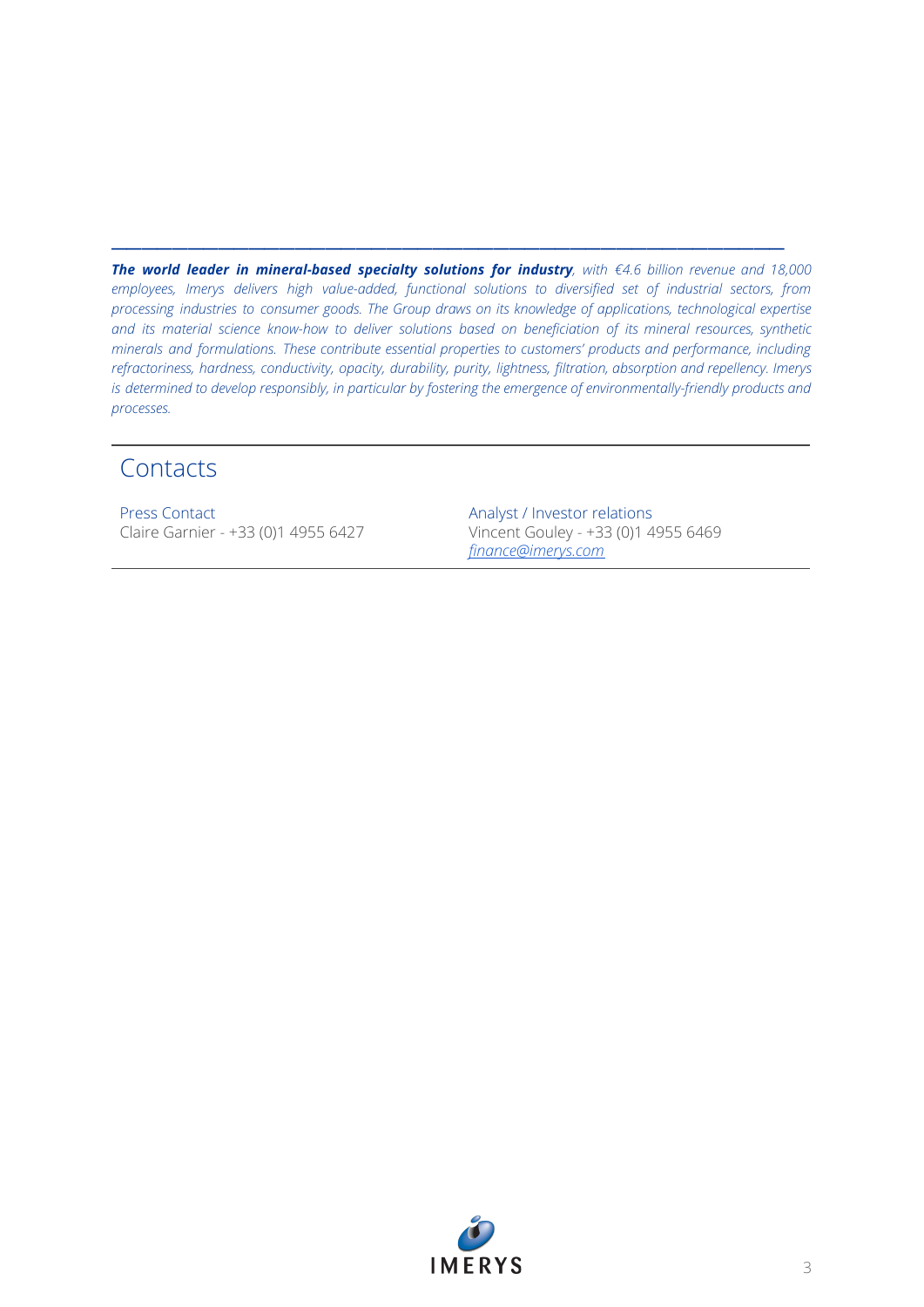***The world leader in mineral-based specialty solutions for industry**, with €4.6 billion revenue and 18,000 employees, Imerys delivers high value-added, functional solutions to diversified set of industrial sectors, from processing industries to consumer goods. The Group draws on its knowledge of applications, technological expertise and its material science know-how to deliver solutions based on beneficiation of its mineral resources, synthetic minerals and formulations. These contribute essential properties to customers' products and performance, including refractoriness, hardness, conductivity, opacity, durability, purity, lightness, filtration, absorption and repellency. Imerys is determined to develop responsibly, in particular by fostering the emergence of environmentally-friendly products and processes.*

## Contacts

Press Contact
Claire Garnier - +33 (0)1 4955 6427

Analyst / Investor relations
Vincent Gouley - +33 (0)1 4955 6469
*finance@imerys.com*